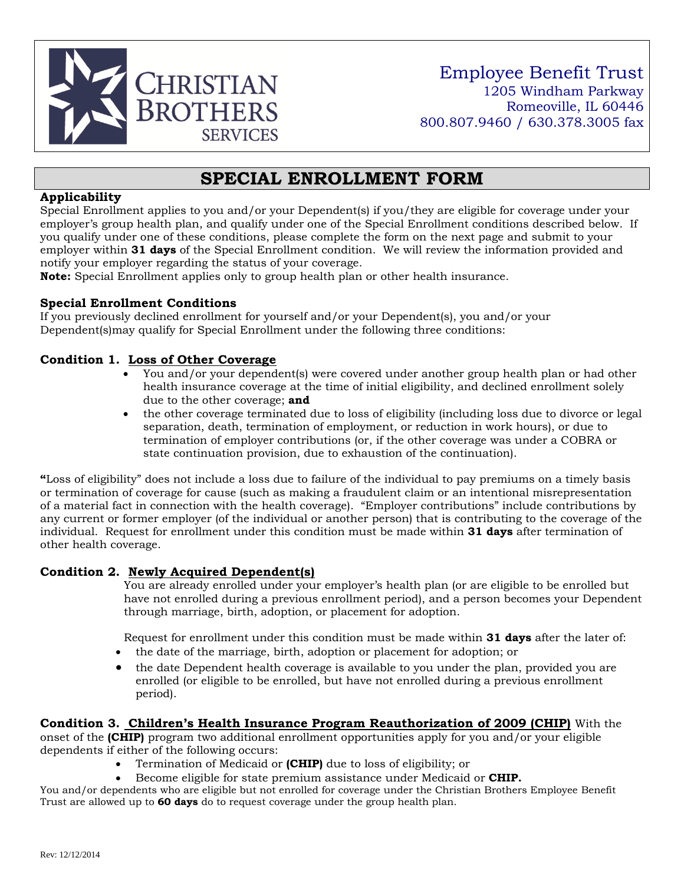Christian Brothers Services

Employee Benefit Trust
1205 Windham Parkway
Romeoville, IL 60446
800.807.9460 / 630.378.3005 fax

# SPECIAL ENROLLMENT FORM

**Applicability**

Special Enrollment applies to you and/or your Dependent(s) if you/they are eligible for coverage under your employer's group health plan, and qualify under one of the Special Enrollment conditions described below. If you qualify under one of these conditions, please complete the form on the next page and submit to your employer within **31 days** of the Special Enrollment condition. We will review the information provided and notify your employer regarding the status of your coverage.

**Note:** Special Enrollment applies only to group health plan or other health insurance.

**Special Enrollment Conditions**

If you previously declined enrollment for yourself and/or your Dependent(s), you and/or your Dependent(s)may qualify for Special Enrollment under the following three conditions:

**Condition 1. Loss of Other Coverage**

- You and/or your dependent(s) were covered under another group health plan or had other health insurance coverage at the time of initial eligibility, and declined enrollment solely due to the other coverage; **and**
- the other coverage terminated due to loss of eligibility (including loss due to divorce or legal separation, death, termination of employment, or reduction in work hours), or due to termination of employer contributions (or, if the other coverage was under a COBRA or state continuation provision, due to exhaustion of the continuation).

**"**Loss of eligibility" does not include a loss due to failure of the individual to pay premiums on a timely basis or termination of coverage for cause (such as making a fraudulent claim or an intentional misrepresentation of a material fact in connection with the health coverage). "Employer contributions" include contributions by any current or former employer (of the individual or another person) that is contributing to the coverage of the individual. Request for enrollment under this condition must be made within **31 days** after termination of other health coverage.

**Condition 2. Newly Acquired Dependent(s)**

You are already enrolled under your employer's health plan (or are eligible to be enrolled but have not enrolled during a previous enrollment period), and a person becomes your Dependent through marriage, birth, adoption, or placement for adoption.

Request for enrollment under this condition must be made within **31 days** after the later of:

- the date of the marriage, birth, adoption or placement for adoption; or
- the date Dependent health coverage is available to you under the plan, provided you are enrolled (or eligible to be enrolled, but have not enrolled during a previous enrollment period).

**Condition 3. Children's Health Insurance Program Reauthorization of 2009 (CHIP)** With the onset of the **(CHIP)** program two additional enrollment opportunities apply for you and/or your eligible dependents if either of the following occurs:

- Termination of Medicaid or **(CHIP)** due to loss of eligibility; or
- Become eligible for state premium assistance under Medicaid or **CHIP.**

You and/or dependents who are eligible but not enrolled for coverage under the Christian Brothers Employee Benefit Trust are allowed up to **60 days** do to request coverage under the group health plan.

Rev: 12/12/2014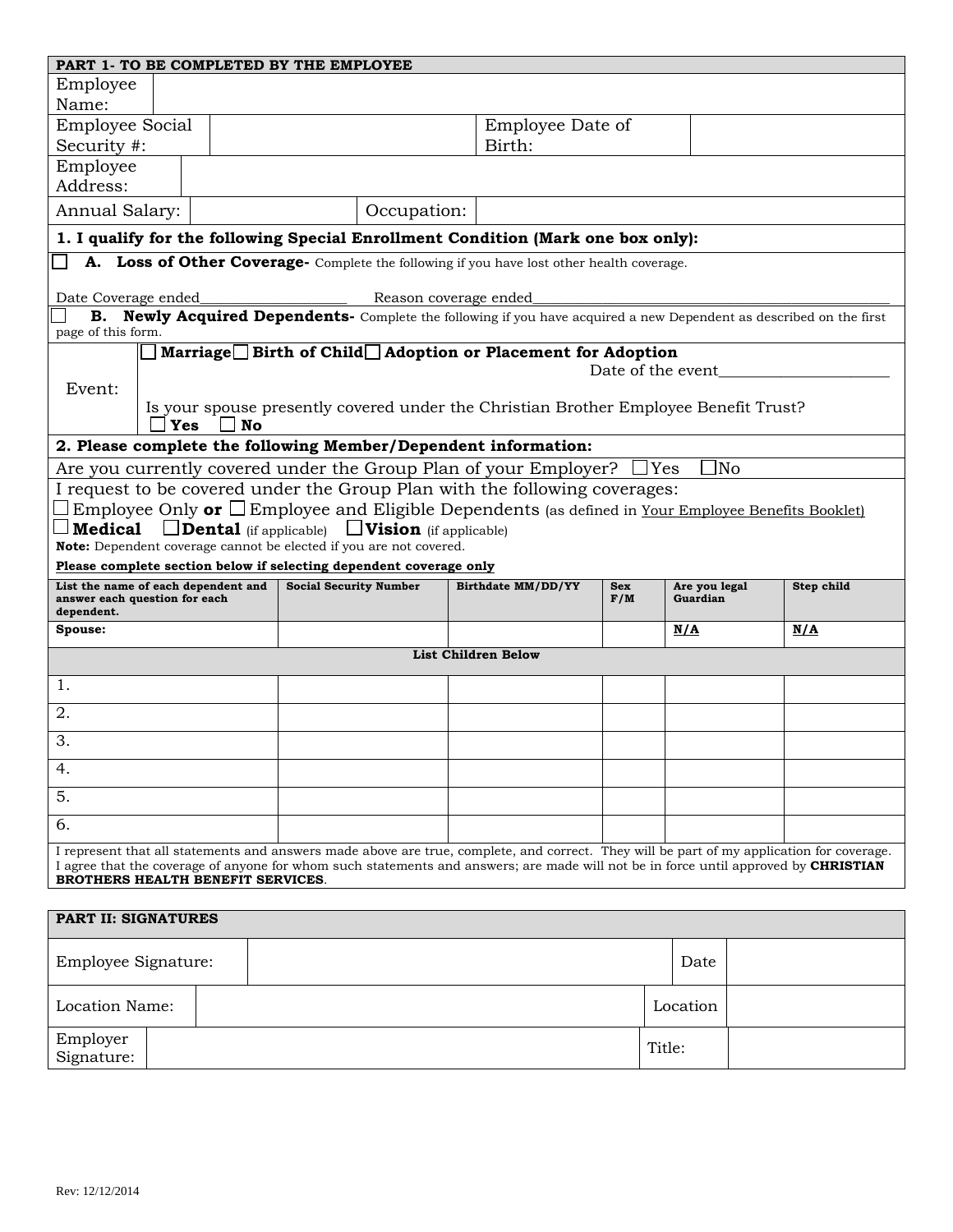**PART 1- TO BE COMPLETED BY THE EMPLOYEE**

| | | | |
|---|---|---|---|
| Employee Name: | | | |
| Employee Social Security #: | | Employee Date of Birth: | |
| Employee Address: | | | |
| Annual Salary: | | Occupation: | |

**1. I qualify for the following Special Enrollment Condition (Mark one box only):**

☐ **A. Loss of Other Coverage-** Complete the following if you have lost other health coverage.

Date Coverage ended\_\_\_\_\_\_\_\_\_\_\_\_\_\_\_\_\_\_\_ Reason coverage ended\_\_\_\_\_\_\_\_\_\_\_\_\_\_\_\_\_\_\_\_\_\_\_\_\_\_\_\_\_\_\_\_\_\_\_\_\_\_\_\_\_\_\_\_\_\_\_

☐ **B. Newly Acquired Dependents-** Complete the following if you have acquired a new Dependent as described on the first page of this form.

Event: ☐ **Marriage** ☐ **Birth of Child** ☐ **Adoption or Placement for Adoption**

Date of the event\_\_\_\_\_\_\_\_\_\_\_\_\_\_\_\_\_\_\_\_\_\_

Is your spouse presently covered under the Christian Brother Employee Benefit Trust? ☐ **Yes** ☐ **No**

**2. Please complete the following Member/Dependent information:**

Are you currently covered under the Group Plan of your Employer? ☐Yes ☐No

I request to be covered under the Group Plan with the following coverages:

☐Employee Only **or** ☐ Employee and Eligible Dependents (as defined in Your Employee Benefits Booklet)

☐**Medical** ☐**Dental** (if applicable) ☐**Vision** (if applicable)

**Note:** Dependent coverage cannot be elected if you are not covered.

**Please complete section below if selecting dependent coverage only**

| List the name of each dependent and answer each question for each dependent. | Social Security Number | Birthdate MM/DD/YY | Sex F/M | Are you legal Guardian | Step child |
|---|---|---|---|---|---|
| **Spouse:** | | | | **N/A** | **N/A** |
| **List Children Below** | | | | | |
| 1. | | | | | |
| 2. | | | | | |
| 3. | | | | | |
| 4. | | | | | |
| 5. | | | | | |
| 6. | | | | | |

I represent that all statements and answers made above are true, complete, and correct. They will be part of my application for coverage. I agree that the coverage of anyone for whom such statements and answers; are made will not be in force until approved by **CHRISTIAN BROTHERS HEALTH BENEFIT SERVICES**.

**PART II: SIGNATURES**

| | | | |
|---|---|---|---|
| Employee Signature: | | Date | |
| Location Name: | | Location | |
| Employer Signature: | | Title: | |

Rev: 12/12/2014